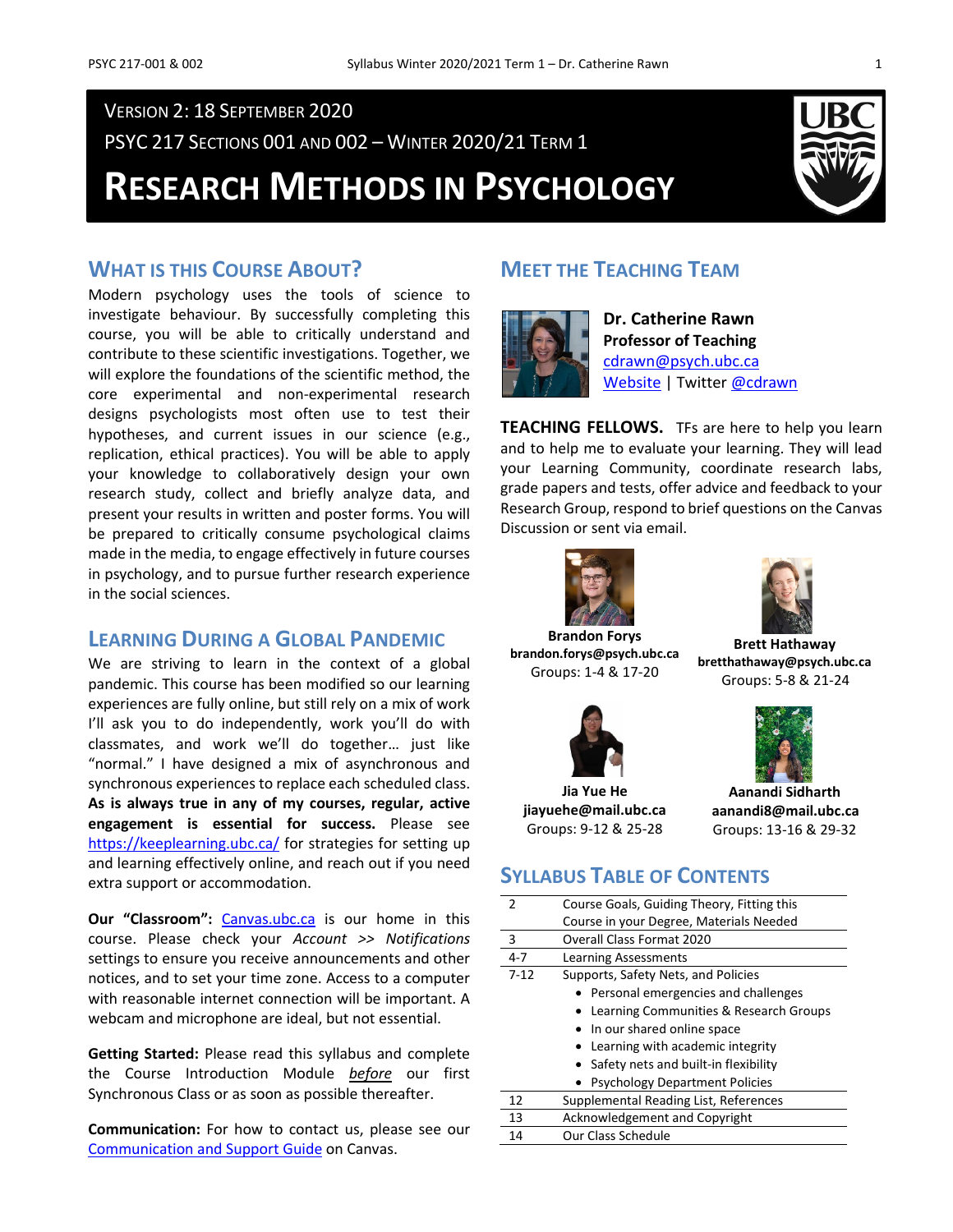VERSION 2: 18 SEPTEMBER 2020

PSYC 217 SECTIONS 001 AND 002 – WINTER 2020/21 TERM 1

# RESEARCH METHODS IN PSYCHOLOGY

## WHAT IS THIS COURSE ABOUT?

Modern psychology uses the tools of science to investigate behaviour. By successfully completing this course, you will be able to critically understand and contribute to these scientific investigations. Together, we will explore the foundations of the scientific method, the core experimental and non-experimental research designs psychologists most often use to test their hypotheses, and current issues in our science (e.g., replication, ethical practices). You will be able to apply your knowledge to collaboratively design your own research study, collect and briefly analyze data, and present your results in written and poster forms. You will be prepared to critically consume psychological claims made in the media, to engage effectively in future courses in psychology, and to pursue further research experience in the social sciences.

## LEARNING DURING A GLOBAL PANDEMIC

We are striving to learn in the context of a global pandemic. This course has been modified so our learning experiences are fully online, but still rely on a mix of work I'll ask you to do independently, work you'll do with classmates, and work we'll do together… just like "normal." I have designed a mix of asynchronous and synchronous experiences to replace each scheduled class. **As is always true in any of my courses, regular, active engagement is essential for success.** Please see https://keeplearning.ubc.ca/ for strategies for setting up and learning effectively online, and reach out if you need extra support or accommodation.

**Our "Classroom":** Canvas.ubc.ca is our home in this course. Please check your *Account >> Notifications* settings to ensure you receive announcements and other notices, and to set your time zone. Access to a computer with reasonable internet connection will be important. A webcam and microphone are ideal, but not essential.

**Getting Started:** Please read this syllabus and complete the Course Introduction Module ***before*** our first Synchronous Class or as soon as possible thereafter.

**Communication:** For how to contact us, please see our Communication and Support Guide on Canvas.

## MEET THE TEACHING TEAM

**Dr. Catherine Rawn**
**Professor of Teaching**
cdrawn@psych.ubc.ca
Website | Twitter @cdrawn

**TEACHING FELLOWS.** TFs are here to help you learn and to help me to evaluate your learning. They will lead your Learning Community, coordinate research labs, grade papers and tests, offer advice and feedback to your Research Group, respond to brief questions on the Canvas Discussion or sent via email.

**Brandon Forys**
**brandon.forys@psych.ubc.ca**
Groups: 1-4 & 17-20

**Brett Hathaway**
**bretthathaway@psych.ubc.ca**
Groups: 5-8 & 21-24

**Jia Yue He**
**jiayuehe@mail.ubc.ca**
Groups: 9-12 & 25-28

**Aanandi Sidharth**
**aanandi8@mail.ubc.ca**
Groups: 13-16 & 29-32

## SYLLABUS TABLE OF CONTENTS

| | |
|---|---|
| 2 | Course Goals, Guiding Theory, Fitting this Course in your Degree, Materials Needed |
| 3 | Overall Class Format 2020 |
| 4-7 | Learning Assessments |
| 7-12 | Supports, Safety Nets, and Policies<br>• Personal emergencies and challenges<br>• Learning Communities & Research Groups<br>• In our shared online space<br>• Learning with academic integrity<br>• Safety nets and built-in flexibility<br>• Psychology Department Policies |
| 12 | Supplemental Reading List, References |
| 13 | Acknowledgement and Copyright |
| 14 | Our Class Schedule |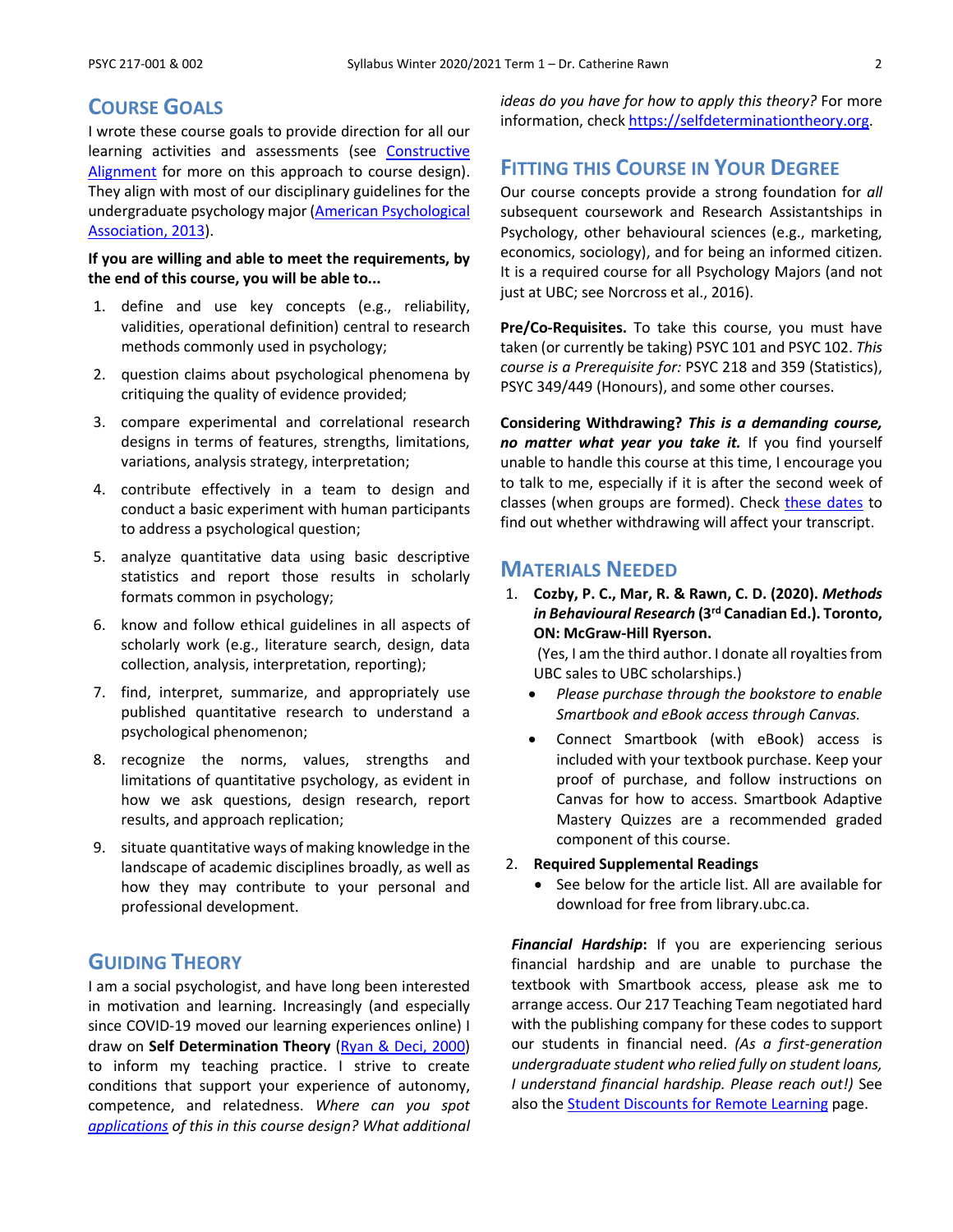## Course Goals

I wrote these course goals to provide direction for all our learning activities and assessments (see Constructive Alignment for more on this approach to course design). They align with most of our disciplinary guidelines for the undergraduate psychology major (American Psychological Association, 2013).

**If you are willing and able to meet the requirements, by the end of this course, you will be able to...**

1. define and use key concepts (e.g., reliability, validities, operational definition) central to research methods commonly used in psychology;
2. question claims about psychological phenomena by critiquing the quality of evidence provided;
3. compare experimental and correlational research designs in terms of features, strengths, limitations, variations, analysis strategy, interpretation;
4. contribute effectively in a team to design and conduct a basic experiment with human participants to address a psychological question;
5. analyze quantitative data using basic descriptive statistics and report those results in scholarly formats common in psychology;
6. know and follow ethical guidelines in all aspects of scholarly work (e.g., literature search, design, data collection, analysis, interpretation, reporting);
7. find, interpret, summarize, and appropriately use published quantitative research to understand a psychological phenomenon;
8. recognize the norms, values, strengths and limitations of quantitative psychology, as evident in how we ask questions, design research, report results, and approach replication;
9. situate quantitative ways of making knowledge in the landscape of academic disciplines broadly, as well as how they may contribute to your personal and professional development.

## Guiding Theory

I am a social psychologist, and have long been interested in motivation and learning. Increasingly (and especially since COVID-19 moved our learning experiences online) I draw on **Self Determination Theory** (Ryan & Deci, 2000) to inform my teaching practice. I strive to create conditions that support your experience of autonomy, competence, and relatedness. *Where can you spot applications of this in this course design? What additional ideas do you have for how to apply this theory?* For more information, check https://selfdeterminationtheory.org.

## Fitting this Course in Your Degree

Our course concepts provide a strong foundation for *all* subsequent coursework and Research Assistantships in Psychology, other behavioural sciences (e.g., marketing, economics, sociology), and for being an informed citizen. It is a required course for all Psychology Majors (and not just at UBC; see Norcross et al., 2016).

**Pre/Co-Requisites.** To take this course, you must have taken (or currently be taking) PSYC 101 and PSYC 102. *This course is a Prerequisite for:* PSYC 218 and 359 (Statistics), PSYC 349/449 (Honours), and some other courses.

**Considering Withdrawing?** ***This is a demanding course, no matter what year you take it.*** If you find yourself unable to handle this course at this time, I encourage you to talk to me, especially if it is after the second week of classes (when groups are formed). Check these dates to find out whether withdrawing will affect your transcript.

## Materials Needed

1. **Cozby, P. C., Mar, R. & Rawn, C. D. (2020). *Methods in Behavioural Research* (3rd Canadian Ed.). Toronto, ON: McGraw-Hill Ryerson.**
   (Yes, I am the third author. I donate all royalties from UBC sales to UBC scholarships.)
   - *Please purchase through the bookstore to enable Smartbook and eBook access through Canvas.*
   - Connect Smartbook (with eBook) access is included with your textbook purchase. Keep your proof of purchase, and follow instructions on Canvas for how to access. Smartbook Adaptive Mastery Quizzes are a recommended graded component of this course.
2. **Required Supplemental Readings**
   - See below for the article list. All are available for download for free from library.ubc.ca.

***Financial Hardship*:** If you are experiencing serious financial hardship and are unable to purchase the textbook with Smartbook access, please ask me to arrange access. Our 217 Teaching Team negotiated hard with the publishing company for these codes to support our students in financial need. *(As a first-generation undergraduate student who relied fully on student loans, I understand financial hardship. Please reach out!)* See also the Student Discounts for Remote Learning page.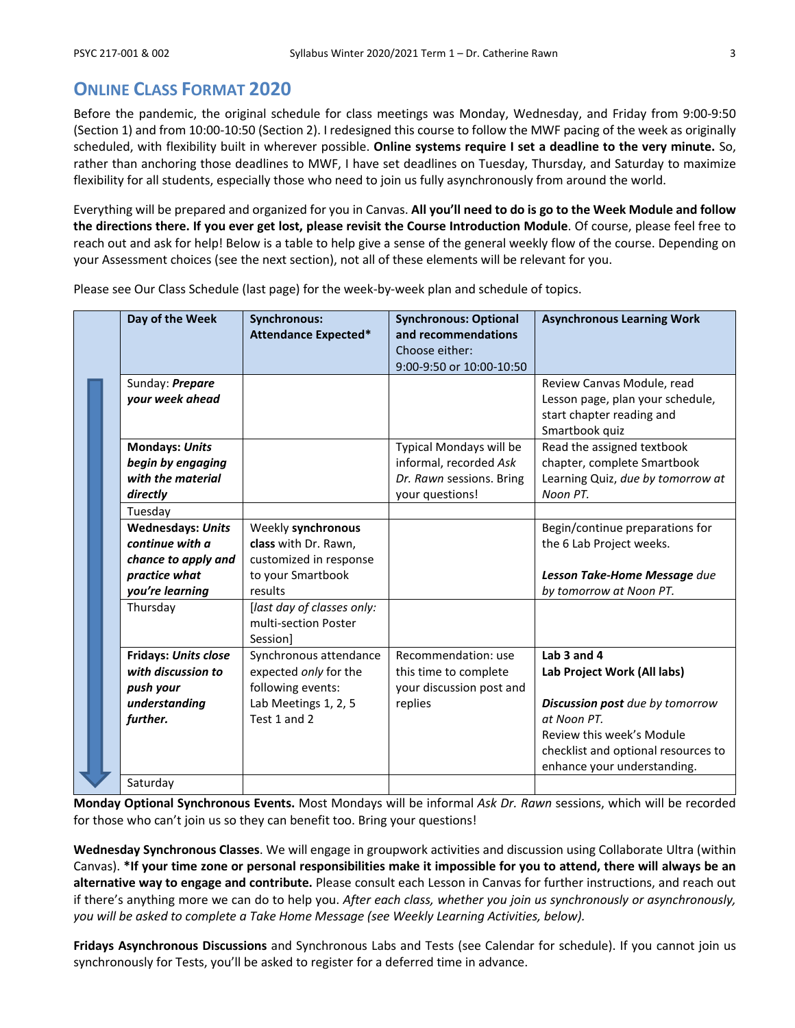## ONLINE CLASS FORMAT 2020

Before the pandemic, the original schedule for class meetings was Monday, Wednesday, and Friday from 9:00-9:50 (Section 1) and from 10:00-10:50 (Section 2). I redesigned this course to follow the MWF pacing of the week as originally scheduled, with flexibility built in wherever possible. **Online systems require I set a deadline to the very minute.** So, rather than anchoring those deadlines to MWF, I have set deadlines on Tuesday, Thursday, and Saturday to maximize flexibility for all students, especially those who need to join us fully asynchronously from around the world.

Everything will be prepared and organized for you in Canvas. **All you'll need to do is go to the Week Module and follow the directions there. If you ever get lost, please revisit the Course Introduction Module**. Of course, please feel free to reach out and ask for help! Below is a table to help give a sense of the general weekly flow of the course. Depending on your Assessment choices (see the next section), not all of these elements will be relevant for you.

Please see Our Class Schedule (last page) for the week-by-week plan and schedule of topics.

| Day of the Week | Synchronous: Attendance Expected* | Synchronous: Optional and recommendations Choose either: 9:00-9:50 or 10:00-10:50 | Asynchronous Learning Work |
|---|---|---|---|
| Sunday: ***Prepare your week ahead*** | | | Review Canvas Module, read Lesson page, plan your schedule, start chapter reading and Smartbook quiz |
| **Mondays: *Units begin by engaging with the material directly*** | | Typical Mondays will be informal, recorded *Ask Dr. Rawn* sessions. Bring your questions! | Read the assigned textbook chapter, complete Smartbook Learning Quiz, *due by tomorrow at Noon PT.* |
| Tuesday | | | |
| **Wednesdays: *Units continue with a chance to apply and practice what you're learning*** | Weekly **synchronous class** with Dr. Rawn, customized in response to your Smartbook results | | Begin/continue preparations for the 6 Lab Project weeks.<br><br>***Lesson Take-Home Message*** *due by tomorrow at Noon PT.* |
| Thursday | *[last day of classes only:* multi-section Poster Session] | | |
| **Fridays: *Units close with discussion to push your understanding further.*** | Synchronous attendance expected *only* for the following events: Lab Meetings 1, 2, 5 Test 1 and 2 | Recommendation: use this time to complete your discussion post and replies | **Lab 3 and 4**<br>**Lab Project Work (All labs)**<br><br>***Discussion post*** *due by tomorrow at Noon PT.*<br>Review this week's Module checklist and optional resources to enhance your understanding. |
| Saturday | | | |

**Monday Optional Synchronous Events.** Most Mondays will be informal *Ask Dr. Rawn* sessions, which will be recorded for those who can't join us so they can benefit too. Bring your questions!

**Wednesday Synchronous Classes**. We will engage in groupwork activities and discussion using Collaborate Ultra (within Canvas). **\*If your time zone or personal responsibilities make it impossible for you to attend, there will always be an alternative way to engage and contribute.** Please consult each Lesson in Canvas for further instructions, and reach out if there's anything more we can do to help you. *After each class, whether you join us synchronously or asynchronously, you will be asked to complete a Take Home Message (see Weekly Learning Activities, below).*

**Fridays Asynchronous Discussions** and Synchronous Labs and Tests (see Calendar for schedule). If you cannot join us synchronously for Tests, you'll be asked to register for a deferred time in advance.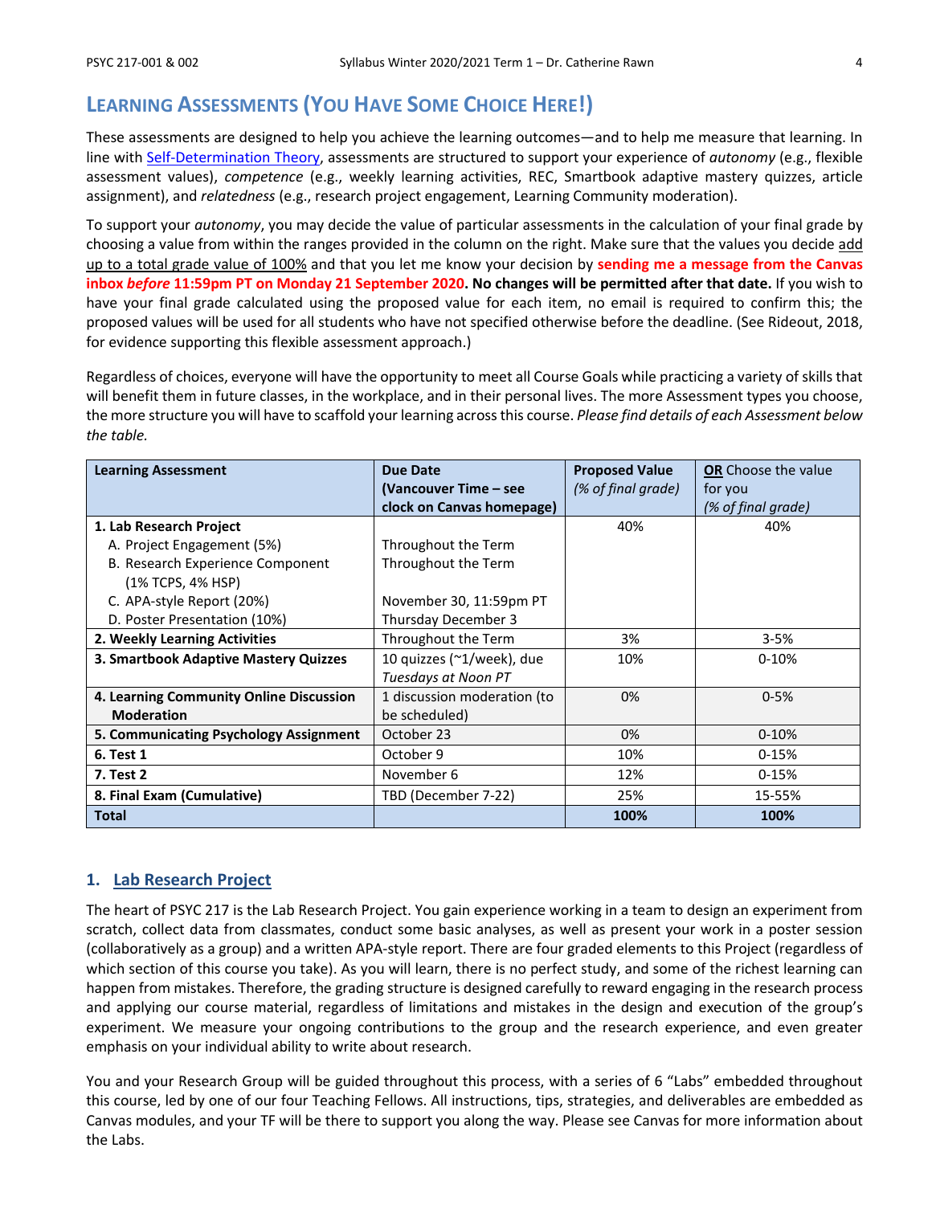## LEARNING ASSESSMENTS (YOU HAVE SOME CHOICE HERE!)

These assessments are designed to help you achieve the learning outcomes—and to help me measure that learning. In line with Self-Determination Theory, assessments are structured to support your experience of *autonomy* (e.g., flexible assessment values), *competence* (e.g., weekly learning activities, REC, Smartbook adaptive mastery quizzes, article assignment), and *relatedness* (e.g., research project engagement, Learning Community moderation).

To support your *autonomy*, you may decide the value of particular assessments in the calculation of your final grade by choosing a value from within the ranges provided in the column on the right. Make sure that the values you decide add up to a total grade value of 100% and that you let me know your decision by **sending me a message from the Canvas inbox *before* 11:59pm PT on Monday 21 September 2020. No changes will be permitted after that date.** If you wish to have your final grade calculated using the proposed value for each item, no email is required to confirm this; the proposed values will be used for all students who have not specified otherwise before the deadline. (See Rideout, 2018, for evidence supporting this flexible assessment approach.)

Regardless of choices, everyone will have the opportunity to meet all Course Goals while practicing a variety of skills that will benefit them in future classes, in the workplace, and in their personal lives. The more Assessment types you choose, the more structure you will have to scaffold your learning across this course. *Please find details of each Assessment below the table.*

| Learning Assessment | Due Date (Vancouver Time – see clock on Canvas homepage) | Proposed Value *(% of final grade)* | **OR** Choose the value for you *(% of final grade)* |
|---|---|---|---|
| **1. Lab Research Project** | | 40% | 40% |
| A. Project Engagement (5%) | Throughout the Term | | |
| B. Research Experience Component (1% TCPS, 4% HSP) | Throughout the Term | | |
| C. APA-style Report (20%) | November 30, 11:59pm PT | | |
| D. Poster Presentation (10%) | Thursday December 3 | | |
| **2. Weekly Learning Activities** | Throughout the Term | 3% | 3-5% |
| **3. Smartbook Adaptive Mastery Quizzes** | 10 quizzes (~1/week), due *Tuesdays at Noon PT* | 10% | 0-10% |
| **4. Learning Community Online Discussion Moderation** | 1 discussion moderation (to be scheduled) | 0% | 0-5% |
| **5. Communicating Psychology Assignment** | October 23 | 0% | 0-10% |
| **6. Test 1** | October 9 | 10% | 0-15% |
| **7. Test 2** | November 6 | 12% | 0-15% |
| **8. Final Exam (Cumulative)** | TBD (December 7-22) | 25% | 15-55% |
| **Total** | | **100%** | **100%** |

### 1. Lab Research Project

The heart of PSYC 217 is the Lab Research Project. You gain experience working in a team to design an experiment from scratch, collect data from classmates, conduct some basic analyses, as well as present your work in a poster session (collaboratively as a group) and a written APA-style report. There are four graded elements to this Project (regardless of which section of this course you take). As you will learn, there is no perfect study, and some of the richest learning can happen from mistakes. Therefore, the grading structure is designed carefully to reward engaging in the research process and applying our course material, regardless of limitations and mistakes in the design and execution of the group's experiment. We measure your ongoing contributions to the group and the research experience, and even greater emphasis on your individual ability to write about research.

You and your Research Group will be guided throughout this process, with a series of 6 "Labs" embedded throughout this course, led by one of our four Teaching Fellows. All instructions, tips, strategies, and deliverables are embedded as Canvas modules, and your TF will be there to support you along the way. Please see Canvas for more information about the Labs.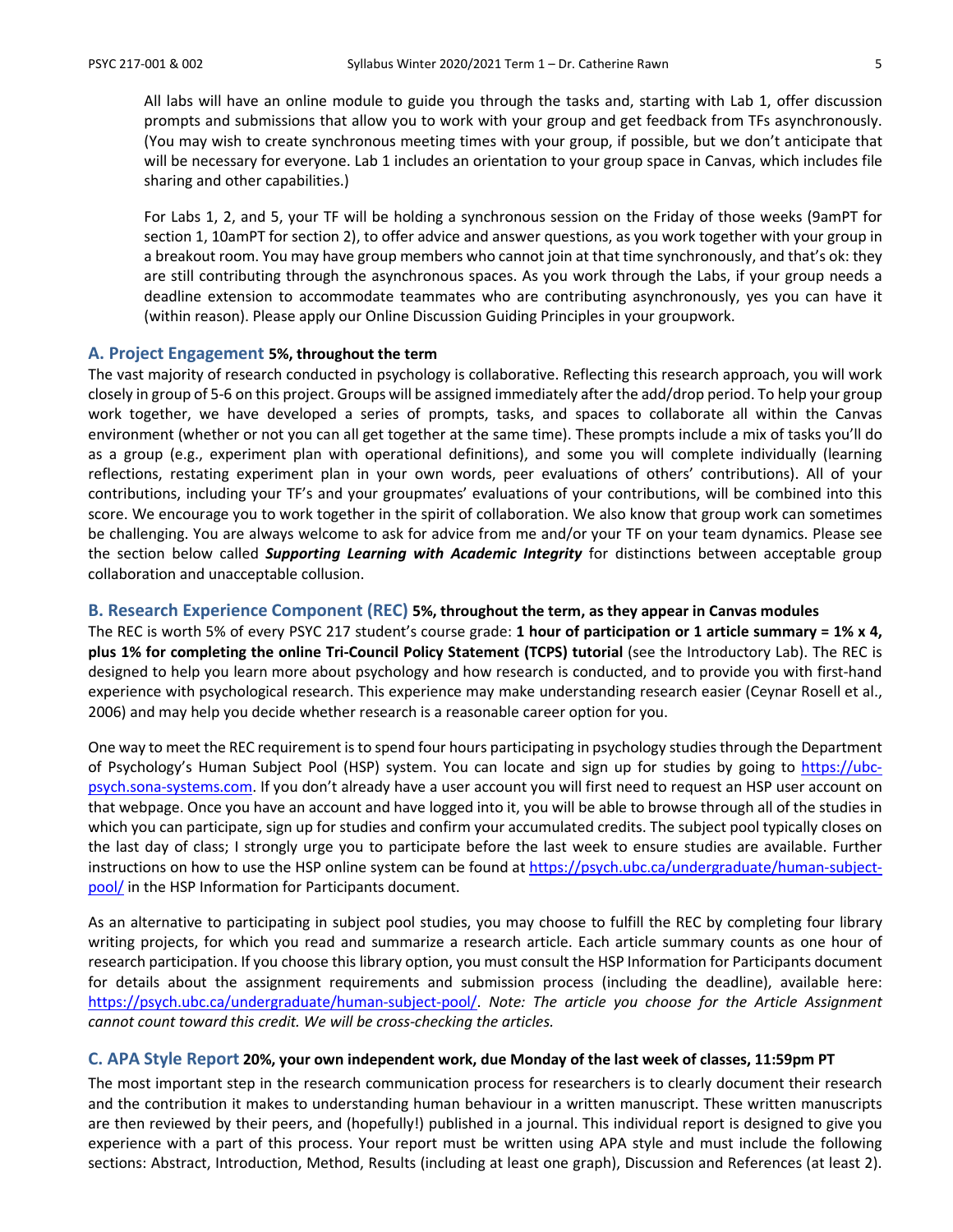All labs will have an online module to guide you through the tasks and, starting with Lab 1, offer discussion prompts and submissions that allow you to work with your group and get feedback from TFs asynchronously. (You may wish to create synchronous meeting times with your group, if possible, but we don't anticipate that will be necessary for everyone. Lab 1 includes an orientation to your group space in Canvas, which includes file sharing and other capabilities.)

For Labs 1, 2, and 5, your TF will be holding a synchronous session on the Friday of those weeks (9amPT for section 1, 10amPT for section 2), to offer advice and answer questions, as you work together with your group in a breakout room. You may have group members who cannot join at that time synchronously, and that's ok: they are still contributing through the asynchronous spaces. As you work through the Labs, if your group needs a deadline extension to accommodate teammates who are contributing asynchronously, yes you can have it (within reason). Please apply our Online Discussion Guiding Principles in your groupwork.

### A. Project Engagement **5%, throughout the term**

The vast majority of research conducted in psychology is collaborative. Reflecting this research approach, you will work closely in group of 5-6 on this project. Groups will be assigned immediately after the add/drop period. To help your group work together, we have developed a series of prompts, tasks, and spaces to collaborate all within the Canvas environment (whether or not you can all get together at the same time). These prompts include a mix of tasks you'll do as a group (e.g., experiment plan with operational definitions), and some you will complete individually (learning reflections, restating experiment plan in your own words, peer evaluations of others' contributions). All of your contributions, including your TF's and your groupmates' evaluations of your contributions, will be combined into this score. We encourage you to work together in the spirit of collaboration. We also know that group work can sometimes be challenging. You are always welcome to ask for advice from me and/or your TF on your team dynamics. Please see the section below called ***Supporting Learning with Academic Integrity*** for distinctions between acceptable group collaboration and unacceptable collusion.

### B. Research Experience Component (REC) **5%, throughout the term, as they appear in Canvas modules**

The REC is worth 5% of every PSYC 217 student's course grade: **1 hour of participation or 1 article summary = 1% x 4, plus 1% for completing the online Tri-Council Policy Statement (TCPS) tutorial** (see the Introductory Lab). The REC is designed to help you learn more about psychology and how research is conducted, and to provide you with first-hand experience with psychological research. This experience may make understanding research easier (Ceynar Rosell et al., 2006) and may help you decide whether research is a reasonable career option for you.

One way to meet the REC requirement is to spend four hours participating in psychology studies through the Department of Psychology's Human Subject Pool (HSP) system. You can locate and sign up for studies by going to https://ubc-psych.sona-systems.com. If you don't already have a user account you will first need to request an HSP user account on that webpage. Once you have an account and have logged into it, you will be able to browse through all of the studies in which you can participate, sign up for studies and confirm your accumulated credits. The subject pool typically closes on the last day of class; I strongly urge you to participate before the last week to ensure studies are available. Further instructions on how to use the HSP online system can be found at https://psych.ubc.ca/undergraduate/human-subject-pool/ in the HSP Information for Participants document.

As an alternative to participating in subject pool studies, you may choose to fulfill the REC by completing four library writing projects, for which you read and summarize a research article. Each article summary counts as one hour of research participation. If you choose this library option, you must consult the HSP Information for Participants document for details about the assignment requirements and submission process (including the deadline), available here: https://psych.ubc.ca/undergraduate/human-subject-pool/. *Note: The article you choose for the Article Assignment cannot count toward this credit. We will be cross-checking the articles.*

### C. APA Style Report **20%, your own independent work, due Monday of the last week of classes, 11:59pm PT**

The most important step in the research communication process for researchers is to clearly document their research and the contribution it makes to understanding human behaviour in a written manuscript. These written manuscripts are then reviewed by their peers, and (hopefully!) published in a journal. This individual report is designed to give you experience with a part of this process. Your report must be written using APA style and must include the following sections: Abstract, Introduction, Method, Results (including at least one graph), Discussion and References (at least 2).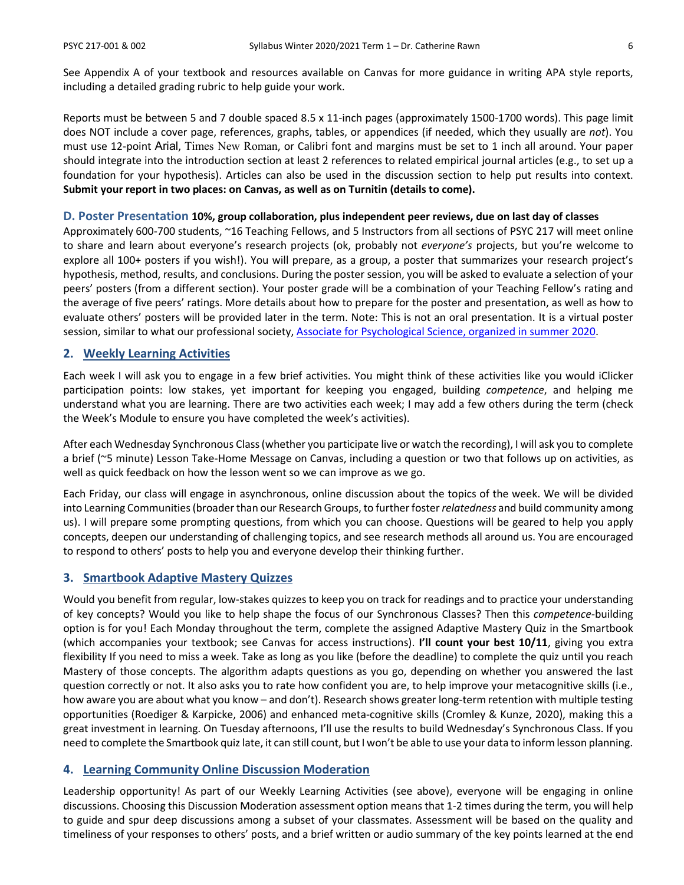See Appendix A of your textbook and resources available on Canvas for more guidance in writing APA style reports, including a detailed grading rubric to help guide your work.

Reports must be between 5 and 7 double spaced 8.5 x 11-inch pages (approximately 1500-1700 words). This page limit does NOT include a cover page, references, graphs, tables, or appendices (if needed, which they usually are *not*). You must use 12-point Arial, Times New Roman, or Calibri font and margins must be set to 1 inch all around. Your paper should integrate into the introduction section at least 2 references to related empirical journal articles (e.g., to set up a foundation for your hypothesis). Articles can also be used in the discussion section to help put results into context. **Submit your report in two places: on Canvas, as well as on Turnitin (details to come).**

### D. Poster Presentation **10%, group collaboration, plus independent peer reviews, due on last day of classes**

Approximately 600-700 students, ~16 Teaching Fellows, and 5 Instructors from all sections of PSYC 217 will meet online to share and learn about everyone's research projects (ok, probably not *everyone's* projects, but you're welcome to explore all 100+ posters if you wish!). You will prepare, as a group, a poster that summarizes your research project's hypothesis, method, results, and conclusions. During the poster session, you will be asked to evaluate a selection of your peers' posters (from a different section). Your poster grade will be a combination of your Teaching Fellow's rating and the average of five peers' ratings. More details about how to prepare for the poster and presentation, as well as how to evaluate others' posters will be provided later in the term. Note: This is not an oral presentation. It is a virtual poster session, similar to what our professional society, [Associate for Psychological Science, organized in summer 2020](#).

## 2. Weekly Learning Activities

Each week I will ask you to engage in a few brief activities. You might think of these activities like you would iClicker participation points: low stakes, yet important for keeping you engaged, building *competence*, and helping me understand what you are learning. There are two activities each week; I may add a few others during the term (check the Week's Module to ensure you have completed the week's activities).

After each Wednesday Synchronous Class (whether you participate live or watch the recording), I will ask you to complete a brief (~5 minute) Lesson Take-Home Message on Canvas, including a question or two that follows up on activities, as well as quick feedback on how the lesson went so we can improve as we go.

Each Friday, our class will engage in asynchronous, online discussion about the topics of the week. We will be divided into Learning Communities (broader than our Research Groups, to further foster *relatedness* and build community among us). I will prepare some prompting questions, from which you can choose. Questions will be geared to help you apply concepts, deepen our understanding of challenging topics, and see research methods all around us. You are encouraged to respond to others' posts to help you and everyone develop their thinking further.

## 3. Smartbook Adaptive Mastery Quizzes

Would you benefit from regular, low-stakes quizzes to keep you on track for readings and to practice your understanding of key concepts? Would you like to help shape the focus of our Synchronous Classes? Then this *competence*-building option is for you! Each Monday throughout the term, complete the assigned Adaptive Mastery Quiz in the Smartbook (which accompanies your textbook; see Canvas for access instructions). **I'll count your best 10/11**, giving you extra flexibility If you need to miss a week. Take as long as you like (before the deadline) to complete the quiz until you reach Mastery of those concepts. The algorithm adapts questions as you go, depending on whether you answered the last question correctly or not. It also asks you to rate how confident you are, to help improve your metacognitive skills (i.e., how aware you are about what you know – and don't). Research shows greater long-term retention with multiple testing opportunities (Roediger & Karpicke, 2006) and enhanced meta-cognitive skills (Cromley & Kunze, 2020), making this a great investment in learning. On Tuesday afternoons, I'll use the results to build Wednesday's Synchronous Class. If you need to complete the Smartbook quiz late, it can still count, but I won't be able to use your data to inform lesson planning.

## 4. Learning Community Online Discussion Moderation

Leadership opportunity! As part of our Weekly Learning Activities (see above), everyone will be engaging in online discussions. Choosing this Discussion Moderation assessment option means that 1-2 times during the term, you will help to guide and spur deep discussions among a subset of your classmates. Assessment will be based on the quality and timeliness of your responses to others' posts, and a brief written or audio summary of the key points learned at the end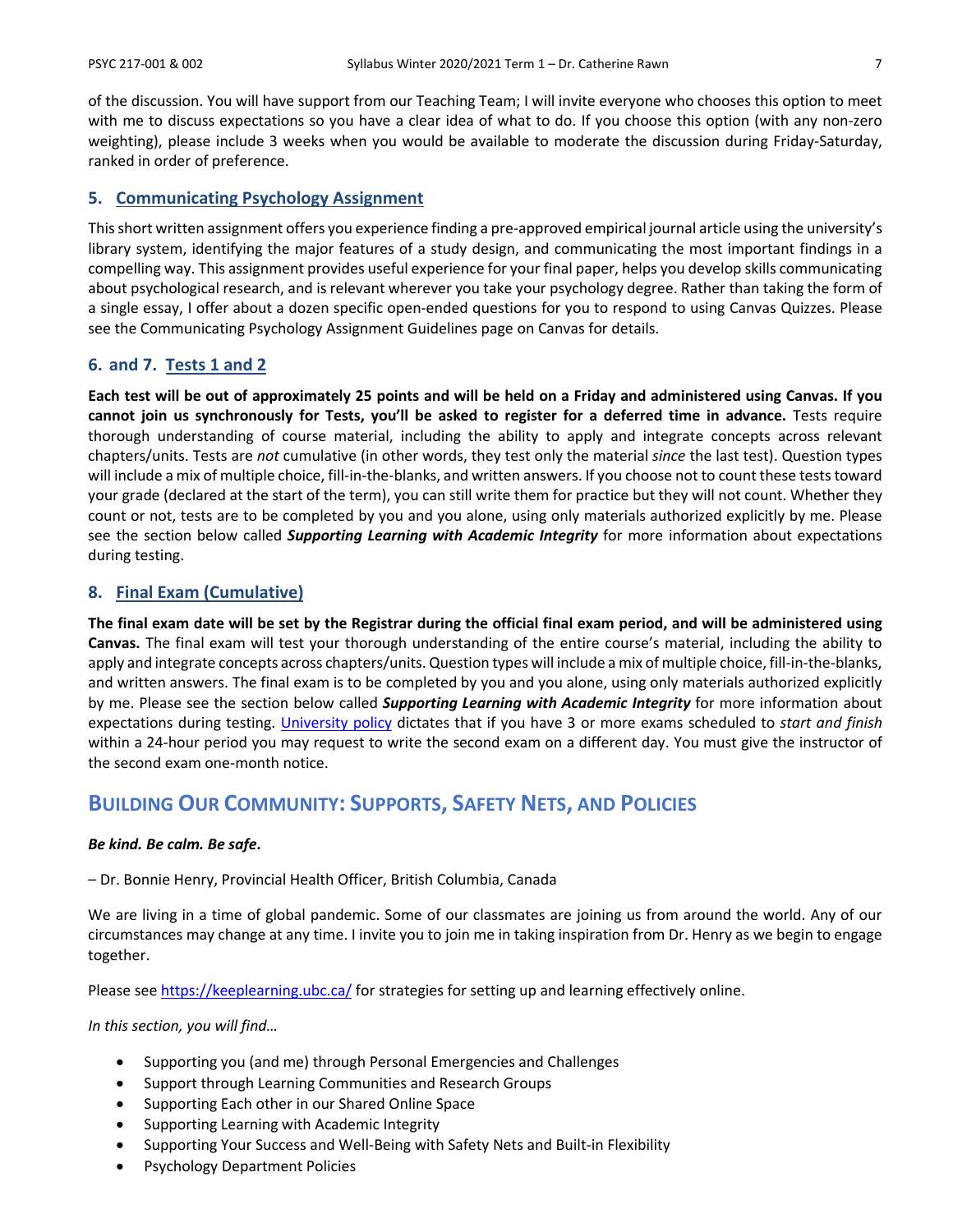of the discussion. You will have support from our Teaching Team; I will invite everyone who chooses this option to meet with me to discuss expectations so you have a clear idea of what to do. If you choose this option (with any non-zero weighting), please include 3 weeks when you would be available to moderate the discussion during Friday-Saturday, ranked in order of preference.

### 5. Communicating Psychology Assignment

This short written assignment offers you experience finding a pre-approved empirical journal article using the university's library system, identifying the major features of a study design, and communicating the most important findings in a compelling way. This assignment provides useful experience for your final paper, helps you develop skills communicating about psychological research, and is relevant wherever you take your psychology degree. Rather than taking the form of a single essay, I offer about a dozen specific open-ended questions for you to respond to using Canvas Quizzes. Please see the Communicating Psychology Assignment Guidelines page on Canvas for details.

### 6. and 7. Tests 1 and 2

**Each test will be out of approximately 25 points and will be held on a Friday and administered using Canvas. If you cannot join us synchronously for Tests, you'll be asked to register for a deferred time in advance.** Tests require thorough understanding of course material, including the ability to apply and integrate concepts across relevant chapters/units. Tests are *not* cumulative (in other words, they test only the material *since* the last test). Question types will include a mix of multiple choice, fill-in-the-blanks, and written answers. If you choose not to count these tests toward your grade (declared at the start of the term), you can still write them for practice but they will not count. Whether they count or not, tests are to be completed by you and you alone, using only materials authorized explicitly by me. Please see the section below called ***Supporting Learning with Academic Integrity*** for more information about expectations during testing.

### 8. Final Exam (Cumulative)

**The final exam date will be set by the Registrar during the official final exam period, and will be administered using Canvas.** The final exam will test your thorough understanding of the entire course's material, including the ability to apply and integrate concepts across chapters/units. Question types will include a mix of multiple choice, fill-in-the-blanks, and written answers. The final exam is to be completed by you and you alone, using only materials authorized explicitly by me. Please see the section below called ***Supporting Learning with Academic Integrity*** for more information about expectations during testing. University policy dictates that if you have 3 or more exams scheduled to *start and finish* within a 24-hour period you may request to write the second exam on a different day. You must give the instructor of the second exam one-month notice.

## Building Our Community: Supports, Safety Nets, and Policies

***Be kind. Be calm. Be safe.***

– Dr. Bonnie Henry, Provincial Health Officer, British Columbia, Canada

We are living in a time of global pandemic. Some of our classmates are joining us from around the world. Any of our circumstances may change at any time. I invite you to join me in taking inspiration from Dr. Henry as we begin to engage together.

Please see https://keeplearning.ubc.ca/ for strategies for setting up and learning effectively online.

*In this section, you will find…*

- Supporting you (and me) through Personal Emergencies and Challenges
- Support through Learning Communities and Research Groups
- Supporting Each other in our Shared Online Space
- Supporting Learning with Academic Integrity
- Supporting Your Success and Well-Being with Safety Nets and Built-in Flexibility
- Psychology Department Policies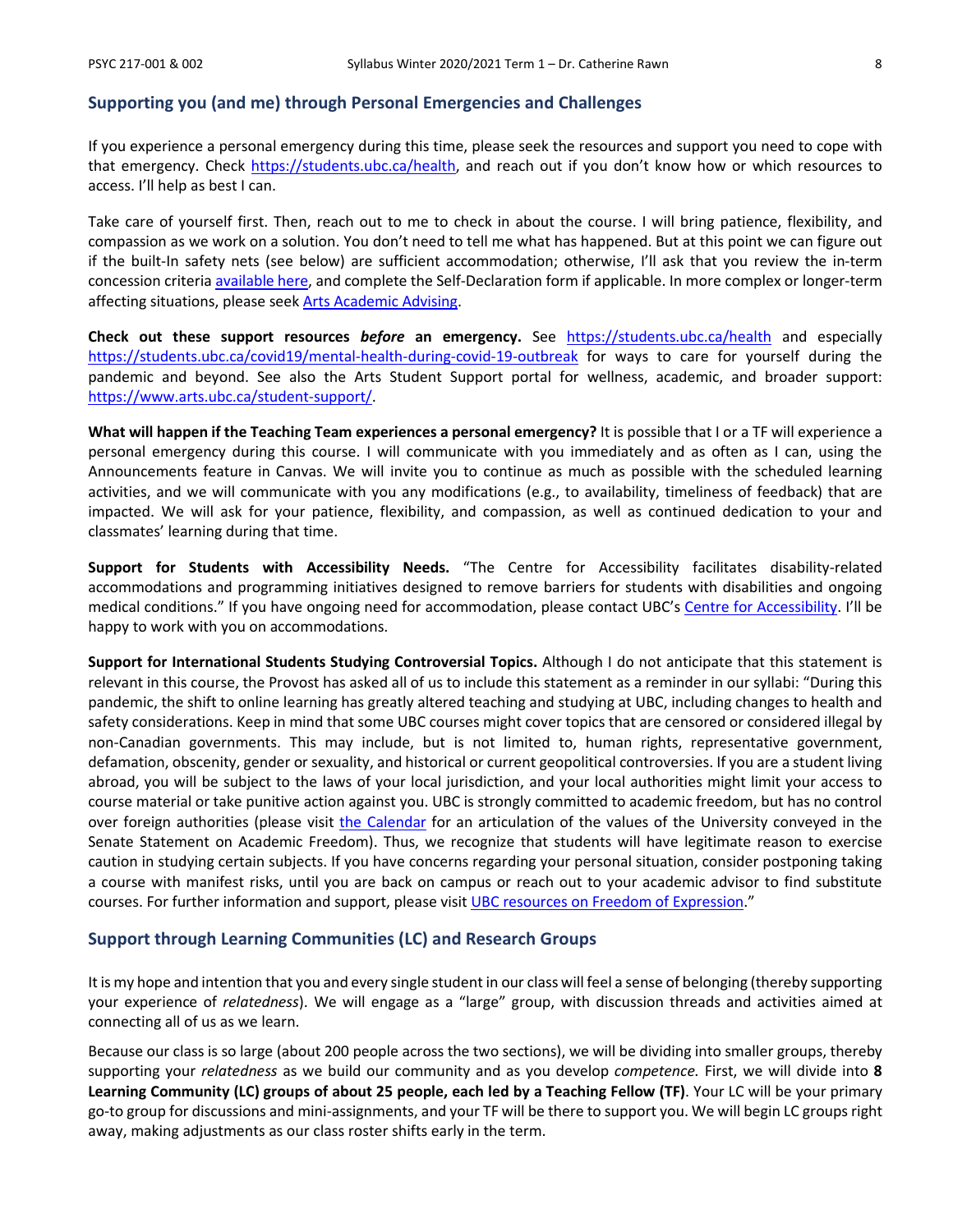## Supporting you (and me) through Personal Emergencies and Challenges

If you experience a personal emergency during this time, please seek the resources and support you need to cope with that emergency. Check https://students.ubc.ca/health, and reach out if you don't know how or which resources to access. I'll help as best I can.

Take care of yourself first. Then, reach out to me to check in about the course. I will bring patience, flexibility, and compassion as we work on a solution. You don't need to tell me what has happened. But at this point we can figure out if the built-In safety nets (see below) are sufficient accommodation; otherwise, I'll ask that you review the in-term concession criteria available here, and complete the Self-Declaration form if applicable. In more complex or longer-term affecting situations, please seek Arts Academic Advising.

**Check out these support resources *before* an emergency.** See https://students.ubc.ca/health and especially https://students.ubc.ca/covid19/mental-health-during-covid-19-outbreak for ways to care for yourself during the pandemic and beyond. See also the Arts Student Support portal for wellness, academic, and broader support: https://www.arts.ubc.ca/student-support/.

**What will happen if the Teaching Team experiences a personal emergency?** It is possible that I or a TF will experience a personal emergency during this course. I will communicate with you immediately and as often as I can, using the Announcements feature in Canvas. We will invite you to continue as much as possible with the scheduled learning activities, and we will communicate with you any modifications (e.g., to availability, timeliness of feedback) that are impacted. We will ask for your patience, flexibility, and compassion, as well as continued dedication to your and classmates' learning during that time.

**Support for Students with Accessibility Needs.** "The Centre for Accessibility facilitates disability-related accommodations and programming initiatives designed to remove barriers for students with disabilities and ongoing medical conditions." If you have ongoing need for accommodation, please contact UBC's Centre for Accessibility. I'll be happy to work with you on accommodations.

**Support for International Students Studying Controversial Topics.** Although I do not anticipate that this statement is relevant in this course, the Provost has asked all of us to include this statement as a reminder in our syllabi: "During this pandemic, the shift to online learning has greatly altered teaching and studying at UBC, including changes to health and safety considerations. Keep in mind that some UBC courses might cover topics that are censored or considered illegal by non-Canadian governments. This may include, but is not limited to, human rights, representative government, defamation, obscenity, gender or sexuality, and historical or current geopolitical controversies. If you are a student living abroad, you will be subject to the laws of your local jurisdiction, and your local authorities might limit your access to course material or take punitive action against you. UBC is strongly committed to academic freedom, but has no control over foreign authorities (please visit the Calendar for an articulation of the values of the University conveyed in the Senate Statement on Academic Freedom). Thus, we recognize that students will have legitimate reason to exercise caution in studying certain subjects. If you have concerns regarding your personal situation, consider postponing taking a course with manifest risks, until you are back on campus or reach out to your academic advisor to find substitute courses. For further information and support, please visit UBC resources on Freedom of Expression."

## Support through Learning Communities (LC) and Research Groups

It is my hope and intention that you and every single student in our class will feel a sense of belonging (thereby supporting your experience of *relatedness*). We will engage as a "large" group, with discussion threads and activities aimed at connecting all of us as we learn.

Because our class is so large (about 200 people across the two sections), we will be dividing into smaller groups, thereby supporting your *relatedness* as we build our community and as you develop *competence.* First, we will divide into **8 Learning Community (LC) groups of about 25 people, each led by a Teaching Fellow (TF)**. Your LC will be your primary go-to group for discussions and mini-assignments, and your TF will be there to support you. We will begin LC groups right away, making adjustments as our class roster shifts early in the term.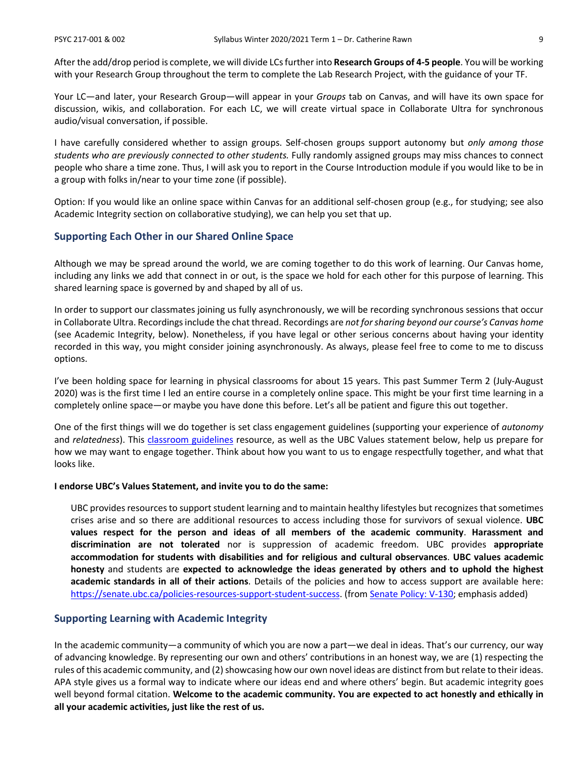After the add/drop period is complete, we will divide LCs further into **Research Groups of 4-5 people**. You will be working with your Research Group throughout the term to complete the Lab Research Project, with the guidance of your TF.

Your LC—and later, your Research Group—will appear in your *Groups* tab on Canvas, and will have its own space for discussion, wikis, and collaboration. For each LC, we will create virtual space in Collaborate Ultra for synchronous audio/visual conversation, if possible.

I have carefully considered whether to assign groups. Self-chosen groups support autonomy but *only among those students who are previously connected to other students.* Fully randomly assigned groups may miss chances to connect people who share a time zone. Thus, I will ask you to report in the Course Introduction module if you would like to be in a group with folks in/near to your time zone (if possible).

Option: If you would like an online space within Canvas for an additional self-chosen group (e.g., for studying; see also Academic Integrity section on collaborative studying), we can help you set that up.

## Supporting Each Other in our Shared Online Space

Although we may be spread around the world, we are coming together to do this work of learning. Our Canvas home, including any links we add that connect in or out, is the space we hold for each other for this purpose of learning. This shared learning space is governed by and shaped by all of us.

In order to support our classmates joining us fully asynchronously, we will be recording synchronous sessions that occur in Collaborate Ultra. Recordings include the chat thread. Recordings are *not for sharing beyond our course's Canvas home* (see Academic Integrity, below). Nonetheless, if you have legal or other serious concerns about having your identity recorded in this way, you might consider joining asynchronously. As always, please feel free to come to me to discuss options.

I've been holding space for learning in physical classrooms for about 15 years. This past Summer Term 2 (July-August 2020) was is the first time I led an entire course in a completely online space. This might be your first time learning in a completely online space—or maybe you have done this before. Let's all be patient and figure this out together.

One of the first things will we do together is set class engagement guidelines (supporting your experience of *autonomy* and *relatedness*). This classroom guidelines resource, as well as the UBC Values statement below, help us prepare for how we may want to engage together. Think about how you want to us to engage respectfully together, and what that looks like.

**I endorse UBC's Values Statement, and invite you to do the same:**

> UBC provides resources to support student learning and to maintain healthy lifestyles but recognizes that sometimes crises arise and so there are additional resources to access including those for survivors of sexual violence. **UBC values respect for the person and ideas of all members of the academic community**. **Harassment and discrimination are not tolerated** nor is suppression of academic freedom. UBC provides **appropriate accommodation for students with disabilities and for religious and cultural observances**. **UBC values academic honesty** and students are **expected to acknowledge the ideas generated by others and to uphold the highest academic standards in all of their actions**. Details of the policies and how to access support are available here: https://senate.ubc.ca/policies-resources-support-student-success. (from Senate Policy: V-130; emphasis added)

## Supporting Learning with Academic Integrity

In the academic community—a community of which you are now a part—we deal in ideas. That's our currency, our way of advancing knowledge. By representing our own and others' contributions in an honest way, we are (1) respecting the rules of this academic community, and (2) showcasing how our own novel ideas are distinct from but relate to their ideas. APA style gives us a formal way to indicate where our ideas end and where others' begin. But academic integrity goes well beyond formal citation. **Welcome to the academic community. You are expected to act honestly and ethically in all your academic activities, just like the rest of us.**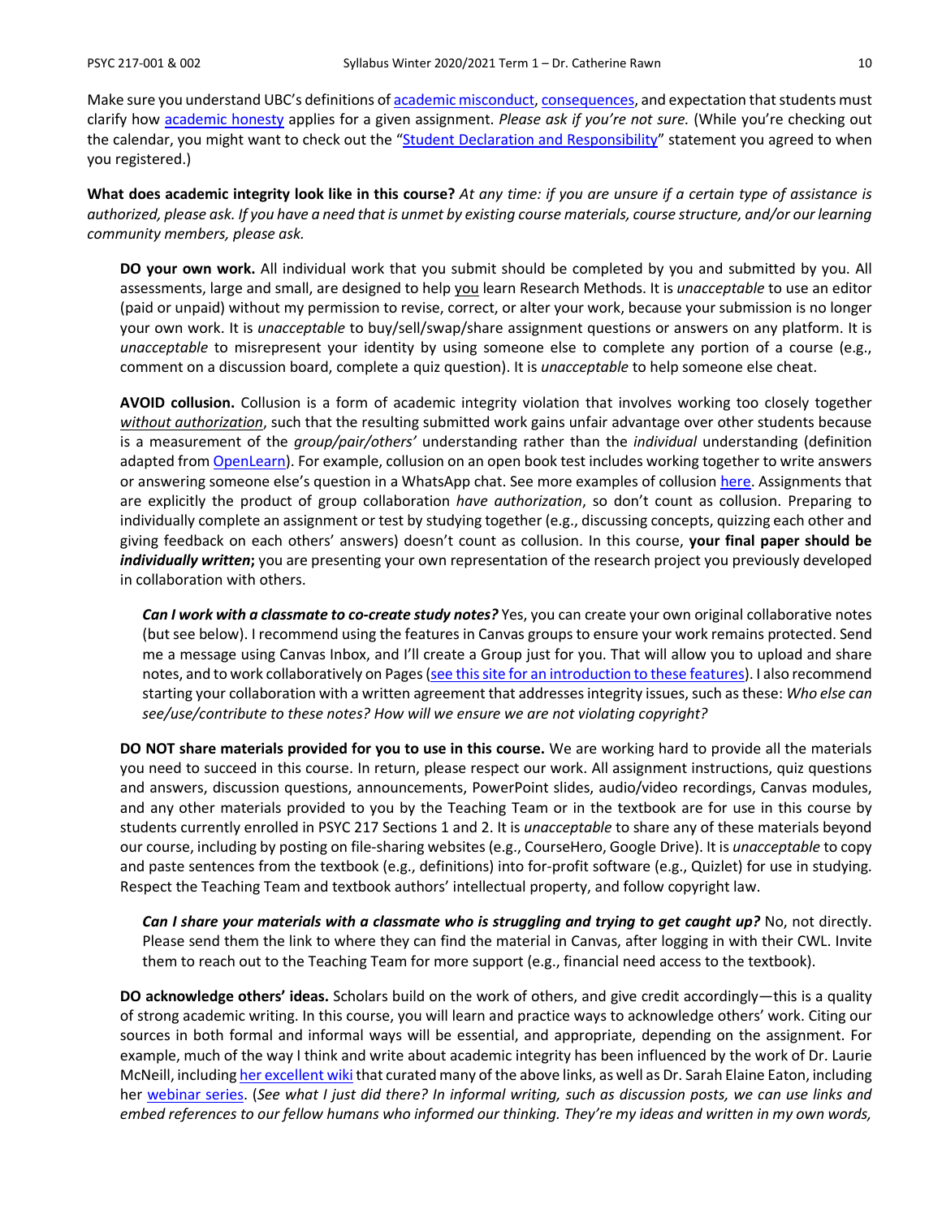Make sure you understand UBC's definitions of academic misconduct, consequences, and expectation that students must clarify how academic honesty applies for a given assignment. *Please ask if you're not sure.* (While you're checking out the calendar, you might want to check out the "Student Declaration and Responsibility" statement you agreed to when you registered.)

**What does academic integrity look like in this course?** *At any time: if you are unsure if a certain type of assistance is authorized, please ask. If you have a need that is unmet by existing course materials, course structure, and/or our learning community members, please ask.*

**DO your own work.** All individual work that you submit should be completed by you and submitted by you. All assessments, large and small, are designed to help you learn Research Methods. It is *unacceptable* to use an editor (paid or unpaid) without my permission to revise, correct, or alter your work, because your submission is no longer your own work. It is *unacceptable* to buy/sell/swap/share assignment questions or answers on any platform. It is *unacceptable* to misrepresent your identity by using someone else to complete any portion of a course (e.g., comment on a discussion board, complete a quiz question). It is *unacceptable* to help someone else cheat.

**AVOID collusion.** Collusion is a form of academic integrity violation that involves working too closely together *without authorization*, such that the resulting submitted work gains unfair advantage over other students because is a measurement of the *group/pair/others'* understanding rather than the *individual* understanding (definition adapted from OpenLearn). For example, collusion on an open book test includes working together to write answers or answering someone else's question in a WhatsApp chat. See more examples of collusion here. Assignments that are explicitly the product of group collaboration *have authorization*, so don't count as collusion. Preparing to individually complete an assignment or test by studying together (e.g., discussing concepts, quizzing each other and giving feedback on each others' answers) doesn't count as collusion. In this course, **your final paper should be *individually* written;** you are presenting your own representation of the research project you previously developed in collaboration with others.

***Can I work with a classmate to co-create study notes?*** Yes, you can create your own original collaborative notes (but see below). I recommend using the features in Canvas groups to ensure your work remains protected. Send me a message using Canvas Inbox, and I'll create a Group just for you. That will allow you to upload and share notes, and to work collaboratively on Pages (see this site for an introduction to these features). I also recommend starting your collaboration with a written agreement that addresses integrity issues, such as these: *Who else can see/use/contribute to these notes? How will we ensure we are not violating copyright?*

**DO NOT share materials provided for you to use in this course.** We are working hard to provide all the materials you need to succeed in this course. In return, please respect our work. All assignment instructions, quiz questions and answers, discussion questions, announcements, PowerPoint slides, audio/video recordings, Canvas modules, and any other materials provided to you by the Teaching Team or in the textbook are for use in this course by students currently enrolled in PSYC 217 Sections 1 and 2. It is *unacceptable* to share any of these materials beyond our course, including by posting on file-sharing websites (e.g., CourseHero, Google Drive). It is *unacceptable* to copy and paste sentences from the textbook (e.g., definitions) into for-profit software (e.g., Quizlet) for use in studying. Respect the Teaching Team and textbook authors' intellectual property, and follow copyright law.

***Can I share your materials with a classmate who is struggling and trying to get caught up?*** No, not directly. Please send them the link to where they can find the material in Canvas, after logging in with their CWL. Invite them to reach out to the Teaching Team for more support (e.g., financial need access to the textbook).

**DO acknowledge others' ideas.** Scholars build on the work of others, and give credit accordingly—this is a quality of strong academic writing. In this course, you will learn and practice ways to acknowledge others' work. Citing our sources in both formal and informal ways will be essential, and appropriate, depending on the assignment. For example, much of the way I think and write about academic integrity has been influenced by the work of Dr. Laurie McNeill, including her excellent wiki that curated many of the above links, as well as Dr. Sarah Elaine Eaton, including her webinar series. (*See what I just did there? In informal writing, such as discussion posts, we can use links and embed references to our fellow humans who informed our thinking. They're my ideas and written in my own words,*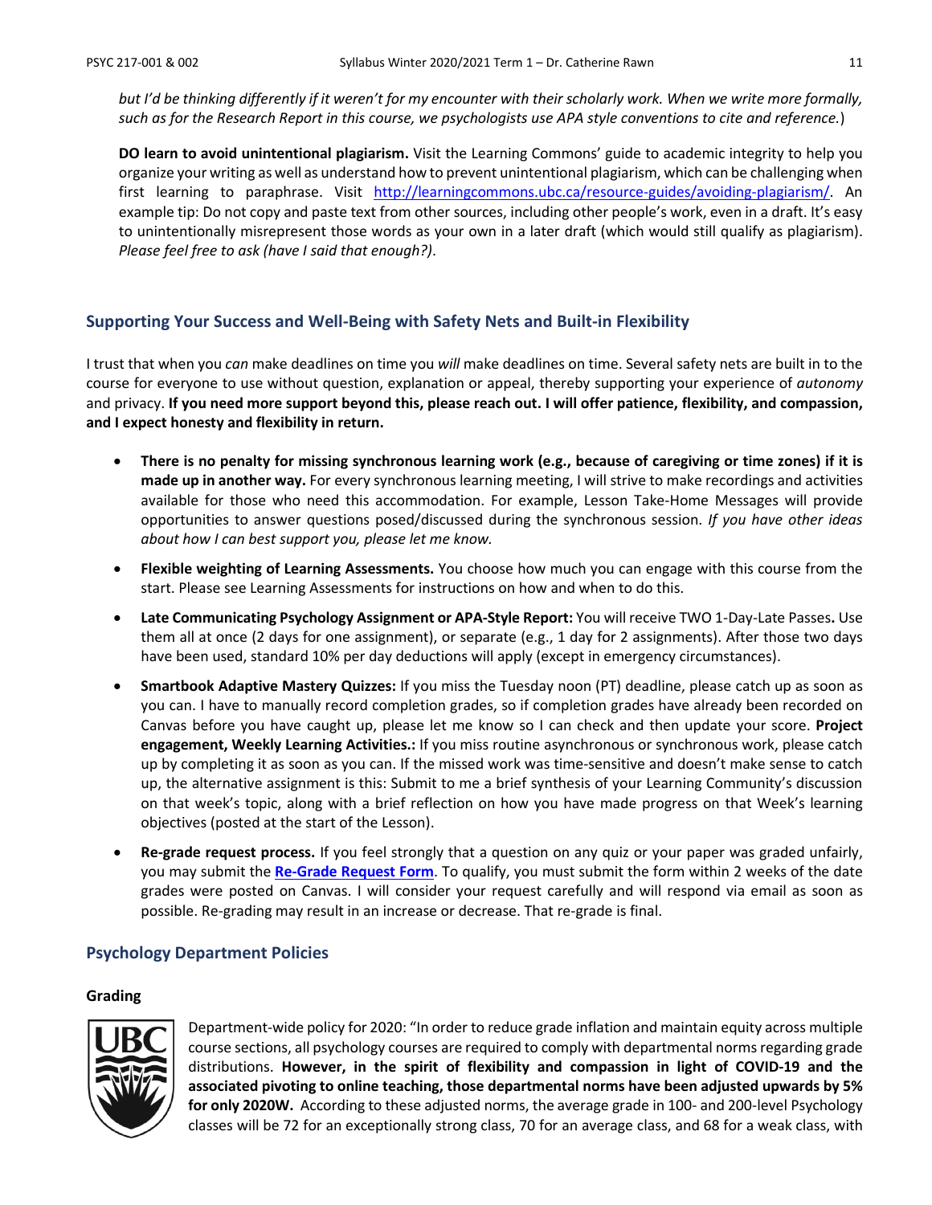*but I'd be thinking differently if it weren't for my encounter with their scholarly work. When we write more formally, such as for the Research Report in this course, we psychologists use APA style conventions to cite and reference.*)

**DO learn to avoid unintentional plagiarism.** Visit the Learning Commons' guide to academic integrity to help you organize your writing as well as understand how to prevent unintentional plagiarism, which can be challenging when first learning to paraphrase. Visit http://learningcommons.ubc.ca/resource-guides/avoiding-plagiarism/. An example tip: Do not copy and paste text from other sources, including other people's work, even in a draft. It's easy to unintentionally misrepresent those words as your own in a later draft (which would still qualify as plagiarism). *Please feel free to ask (have I said that enough?)*.

## Supporting Your Success and Well-Being with Safety Nets and Built-in Flexibility

I trust that when you *can* make deadlines on time you *will* make deadlines on time. Several safety nets are built in to the course for everyone to use without question, explanation or appeal, thereby supporting your experience of *autonomy* and privacy. **If you need more support beyond this, please reach out. I will offer patience, flexibility, and compassion, and I expect honesty and flexibility in return.**

- **There is no penalty for missing synchronous learning work (e.g., because of caregiving or time zones) if it is made up in another way.** For every synchronous learning meeting, I will strive to make recordings and activities available for those who need this accommodation. For example, Lesson Take-Home Messages will provide opportunities to answer questions posed/discussed during the synchronous session. *If you have other ideas about how I can best support you, please let me know.*
- **Flexible weighting of Learning Assessments.** You choose how much you can engage with this course from the start. Please see Learning Assessments for instructions on how and when to do this.
- **Late Communicating Psychology Assignment or APA-Style Report:** You will receive TWO 1-Day-Late Passes**.** Use them all at once (2 days for one assignment), or separate (e.g., 1 day for 2 assignments). After those two days have been used, standard 10% per day deductions will apply (except in emergency circumstances).
- **Smartbook Adaptive Mastery Quizzes:** If you miss the Tuesday noon (PT) deadline, please catch up as soon as you can. I have to manually record completion grades, so if completion grades have already been recorded on Canvas before you have caught up, please let me know so I can check and then update your score. **Project engagement, Weekly Learning Activities.:** If you miss routine asynchronous or synchronous work, please catch up by completing it as soon as you can. If the missed work was time-sensitive and doesn't make sense to catch up, the alternative assignment is this: Submit to me a brief synthesis of your Learning Community's discussion on that week's topic, along with a brief reflection on how you have made progress on that Week's learning objectives (posted at the start of the Lesson).
- **Re-grade request process.** If you feel strongly that a question on any quiz or your paper was graded unfairly, you may submit the **Re-Grade Request Form**. To qualify, you must submit the form within 2 weeks of the date grades were posted on Canvas. I will consider your request carefully and will respond via email as soon as possible. Re-grading may result in an increase or decrease. That re-grade is final.

## Psychology Department Policies

### Grading

Department-wide policy for 2020: "In order to reduce grade inflation and maintain equity across multiple course sections, all psychology courses are required to comply with departmental norms regarding grade distributions. **However, in the spirit of flexibility and compassion in light of COVID-19 and the associated pivoting to online teaching, those departmental norms have been adjusted upwards by 5% for only 2020W.** According to these adjusted norms, the average grade in 100- and 200-level Psychology classes will be 72 for an exceptionally strong class, 70 for an average class, and 68 for a weak class, with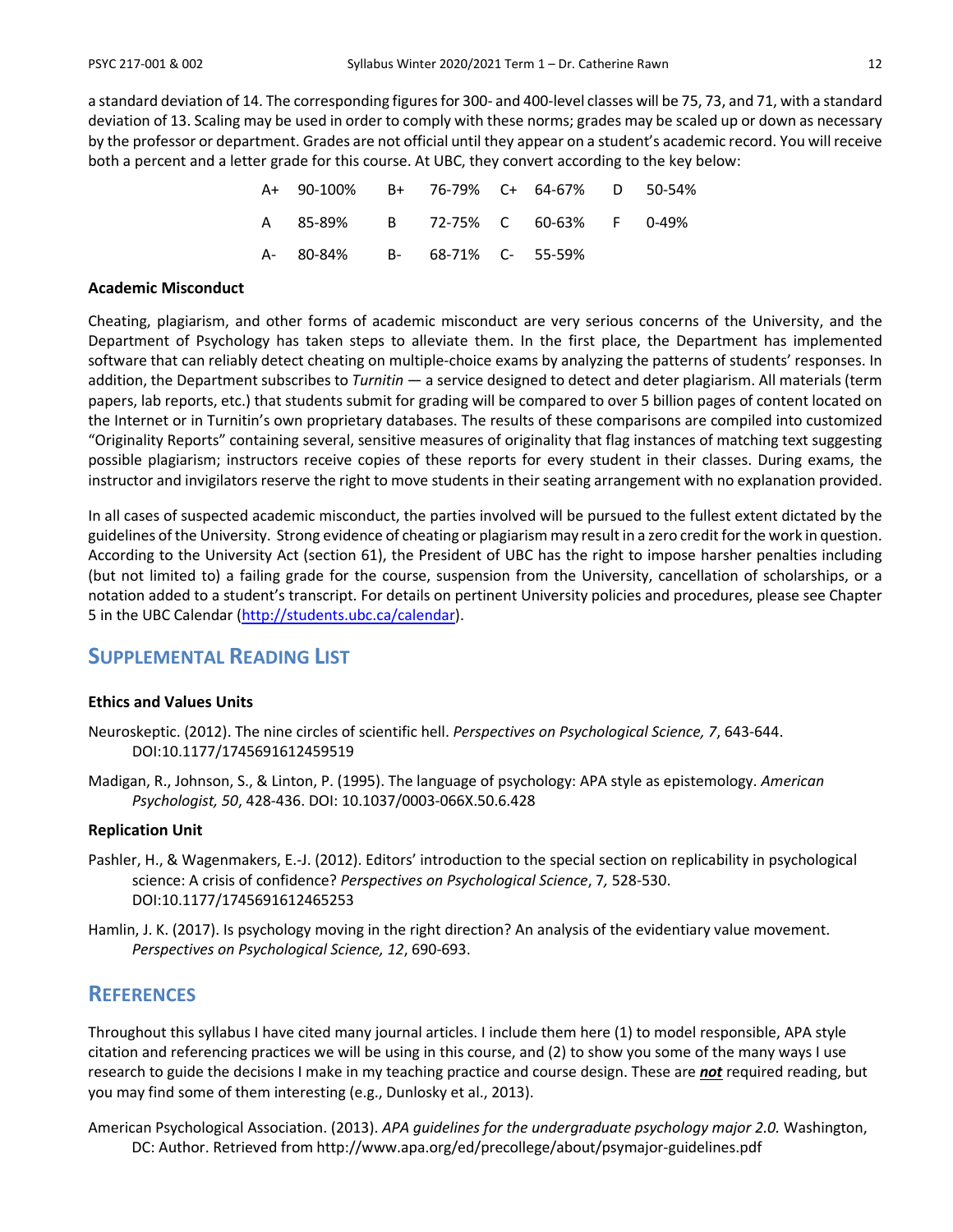a standard deviation of 14. The corresponding figures for 300- and 400-level classes will be 75, 73, and 71, with a standard deviation of 13. Scaling may be used in order to comply with these norms; grades may be scaled up or down as necessary by the professor or department. Grades are not official until they appear on a student's academic record. You will receive both a percent and a letter grade for this course. At UBC, they convert according to the key below:

| | | | | | | | |
|---|---|---|---|---|---|---|---|
| A+ | 90-100% | B+ | 76-79% | C+ | 64-67% | D | 50-54% |
| A | 85-89% | B | 72-75% | C | 60-63% | F | 0-49% |
| A- | 80-84% | B- | 68-71% | C- | 55-59% | | |

**Academic Misconduct**

Cheating, plagiarism, and other forms of academic misconduct are very serious concerns of the University, and the Department of Psychology has taken steps to alleviate them. In the first place, the Department has implemented software that can reliably detect cheating on multiple-choice exams by analyzing the patterns of students' responses. In addition, the Department subscribes to *Turnitin* — a service designed to detect and deter plagiarism. All materials (term papers, lab reports, etc.) that students submit for grading will be compared to over 5 billion pages of content located on the Internet or in Turnitin's own proprietary databases. The results of these comparisons are compiled into customized "Originality Reports" containing several, sensitive measures of originality that flag instances of matching text suggesting possible plagiarism; instructors receive copies of these reports for every student in their classes. During exams, the instructor and invigilators reserve the right to move students in their seating arrangement with no explanation provided.

In all cases of suspected academic misconduct, the parties involved will be pursued to the fullest extent dictated by the guidelines of the University. Strong evidence of cheating or plagiarism may result in a zero credit for the work in question. According to the University Act (section 61), the President of UBC has the right to impose harsher penalties including (but not limited to) a failing grade for the course, suspension from the University, cancellation of scholarships, or a notation added to a student's transcript. For details on pertinent University policies and procedures, please see Chapter 5 in the UBC Calendar (http://students.ubc.ca/calendar).

## Supplemental Reading List

**Ethics and Values Units**

Neuroskeptic. (2012). The nine circles of scientific hell. *Perspectives on Psychological Science, 7*, 643-644. DOI:10.1177/1745691612459519

Madigan, R., Johnson, S., & Linton, P. (1995). The language of psychology: APA style as epistemology. *American Psychologist, 50*, 428-436. DOI: 10.1037/0003-066X.50.6.428

**Replication Unit**

Pashler, H., & Wagenmakers, E.-J. (2012). Editors' introduction to the special section on replicability in psychological science: A crisis of confidence? *Perspectives on Psychological Science*, 7*,* 528-530. DOI:10.1177/1745691612465253

Hamlin, J. K. (2017). Is psychology moving in the right direction? An analysis of the evidentiary value movement. *Perspectives on Psychological Science, 12*, 690-693.

## References

Throughout this syllabus I have cited many journal articles. I include them here (1) to model responsible, APA style citation and referencing practices we will be using in this course, and (2) to show you some of the many ways I use research to guide the decisions I make in my teaching practice and course design. These are ***not*** required reading, but you may find some of them interesting (e.g., Dunlosky et al., 2013).

American Psychological Association. (2013). *APA guidelines for the undergraduate psychology major 2.0.* Washington, DC: Author. Retrieved from http://www.apa.org/ed/precollege/about/psymajor-guidelines.pdf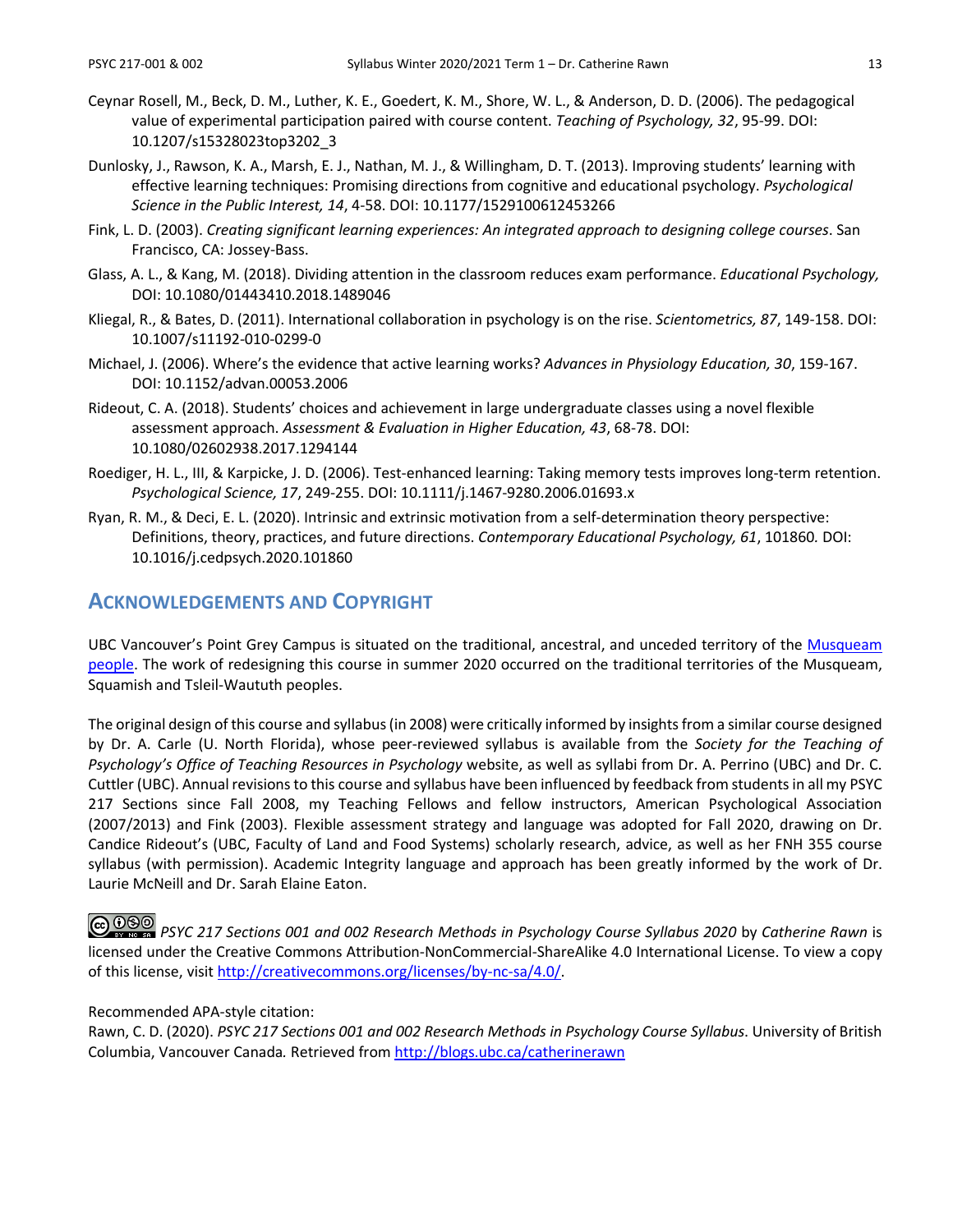Ceynar Rosell, M., Beck, D. M., Luther, K. E., Goedert, K. M., Shore, W. L., & Anderson, D. D. (2006). The pedagogical value of experimental participation paired with course content. *Teaching of Psychology, 32*, 95-99. DOI: 10.1207/s15328023top3202_3

Dunlosky, J., Rawson, K. A., Marsh, E. J., Nathan, M. J., & Willingham, D. T. (2013). Improving students' learning with effective learning techniques: Promising directions from cognitive and educational psychology. *Psychological Science in the Public Interest, 14*, 4-58. DOI: 10.1177/1529100612453266

Fink, L. D. (2003). *Creating significant learning experiences: An integrated approach to designing college courses*. San Francisco, CA: Jossey-Bass.

Glass, A. L., & Kang, M. (2018). Dividing attention in the classroom reduces exam performance. *Educational Psychology,* DOI: 10.1080/01443410.2018.1489046

Kliegal, R., & Bates, D. (2011). International collaboration in psychology is on the rise. *Scientometrics, 87*, 149-158. DOI: 10.1007/s11192-010-0299-0

Michael, J. (2006). Where's the evidence that active learning works? *Advances in Physiology Education, 30*, 159-167. DOI: 10.1152/advan.00053.2006

Rideout, C. A. (2018). Students' choices and achievement in large undergraduate classes using a novel flexible assessment approach. *Assessment & Evaluation in Higher Education, 43*, 68-78. DOI: 10.1080/02602938.2017.1294144

Roediger, H. L., III, & Karpicke, J. D. (2006). Test-enhanced learning: Taking memory tests improves long-term retention. *Psychological Science, 17*, 249-255. DOI: 10.1111/j.1467-9280.2006.01693.x

Ryan, R. M., & Deci, E. L. (2020). Intrinsic and extrinsic motivation from a self-determination theory perspective: Definitions, theory, practices, and future directions. *Contemporary Educational Psychology, 61*, 101860. DOI: 10.1016/j.cedpsych.2020.101860

## Acknowledgements and Copyright

UBC Vancouver's Point Grey Campus is situated on the traditional, ancestral, and unceded territory of the [Musqueam people](). The work of redesigning this course in summer 2020 occurred on the traditional territories of the Musqueam, Squamish and Tsleil-Waututh peoples.

The original design of this course and syllabus (in 2008) were critically informed by insights from a similar course designed by Dr. A. Carle (U. North Florida), whose peer-reviewed syllabus is available from the *Society for the Teaching of Psychology's Office of Teaching Resources in Psychology* website, as well as syllabi from Dr. A. Perrino (UBC) and Dr. C. Cuttler (UBC). Annual revisions to this course and syllabus have been influenced by feedback from students in all my PSYC 217 Sections since Fall 2008, my Teaching Fellows and fellow instructors, American Psychological Association (2007/2013) and Fink (2003). Flexible assessment strategy and language was adopted for Fall 2020, drawing on Dr. Candice Rideout's (UBC, Faculty of Land and Food Systems) scholarly research, advice, as well as her FNH 355 course syllabus (with permission). Academic Integrity language and approach has been greatly informed by the work of Dr. Laurie McNeill and Dr. Sarah Elaine Eaton.

*PSYC 217 Sections 001 and 002 Research Methods in Psychology Course Syllabus 2020* by *Catherine Rawn* is licensed under the Creative Commons Attribution-NonCommercial-ShareAlike 4.0 International License. To view a copy of this license, visit [http://creativecommons.org/licenses/by-nc-sa/4.0/](http://creativecommons.org/licenses/by-nc-sa/4.0/).

Recommended APA-style citation:
Rawn, C. D. (2020). *PSYC 217 Sections 001 and 002 Research Methods in Psychology Course Syllabus*. University of British Columbia, Vancouver Canada. Retrieved from [http://blogs.ubc.ca/catherinerawn](http://blogs.ubc.ca/catherinerawn)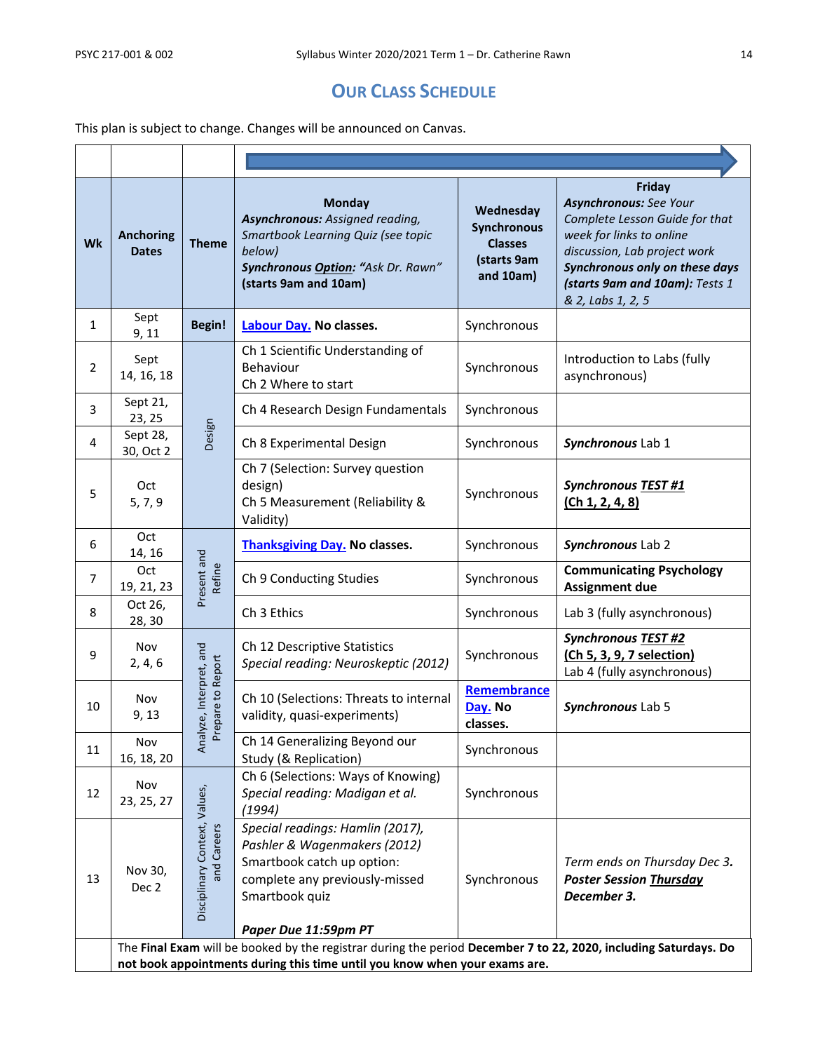## Our Class Schedule

This plan is subject to change. Changes will be announced on Canvas.

| Wk | Anchoring Dates | Theme | Monday *Asynchronous:* *Assigned reading, Smartbook Learning Quiz (see topic below)* ***Synchronous Option:*** ***"Ask Dr. Rawn"*** **(starts 9am and 10am)** | Wednesday Synchronous Classes (starts 9am and 10am) | Friday ***Asynchronous:*** *See Your Complete Lesson Guide for that week for links to online discussion, Lab project work* ***Synchronous only on these days (starts 9am and 10am):*** *Tests 1 & 2, Labs 1, 2, 5* |
|---|---|---|---|---|---|
| 1 | Sept 9, 11 | **Begin!** | **Labour Day.** **No classes.** | Synchronous | |
| 2 | Sept 14, 16, 18 | Design | Ch 1 Scientific Understanding of Behaviour<br>Ch 2 Where to start | Synchronous | Introduction to Labs (fully asynchronous) |
| 3 | Sept 21, 23, 25 | | Ch 4 Research Design Fundamentals | Synchronous | |
| 4 | Sept 28, 30, Oct 2 | | Ch 8 Experimental Design | Synchronous | ***Synchronous*** Lab 1 |
| 5 | Oct 5, 7, 9 | | Ch 7 (Selection: Survey question design)<br>Ch 5 Measurement (Reliability & Validity) | Synchronous | ***Synchronous TEST #1 (Ch 1, 2, 4, 8)*** |
| 6 | Oct 14, 16 | Present and Refine | **Thanksgiving Day.** **No classes.** | Synchronous | ***Synchronous*** Lab 2 |
| 7 | Oct 19, 21, 23 | | Ch 9 Conducting Studies | Synchronous | **Communicating Psychology Assignment due** |
| 8 | Oct 26, 28, 30 | | Ch 3 Ethics | Synchronous | Lab 3 (fully asynchronous) |
| 9 | Nov 2, 4, 6 | Analyze, Interpret, and Prepare to Report | Ch 12 Descriptive Statistics<br>*Special reading: Neuroskeptic (2012)* | Synchronous | ***Synchronous TEST #2*** **(Ch 5, 3, 9, 7 selection)**<br>Lab 4 (fully asynchronous) |
| 10 | Nov 9, 13 | | Ch 10 (Selections: Threats to internal validity, quasi-experiments) | **Remembrance Day.** **No classes.** | ***Synchronous*** Lab 5 |
| 11 | Nov 16, 18, 20 | | Ch 14 Generalizing Beyond our Study (& Replication) | Synchronous | |
| 12 | Nov 23, 25, 27 | Disciplinary Context, Values, and Careers | Ch 6 (Selections: Ways of Knowing)<br>*Special reading: Madigan et al. (1994)* | Synchronous | |
| 13 | Nov 30, Dec 2 | | *Special readings: Hamlin (2017), Pashler & Wagenmakers (2012)*<br>Smartbook catch up option: complete any previously-missed Smartbook quiz<br><br>***Paper Due 11:59pm PT*** | Synchronous | *Term ends on Thursday Dec 3.*<br>***Poster Session Thursday December 3.*** |
| | The **Final Exam** will be booked by the registrar during the period **December 7 to 22, 2020, including Saturdays. Do not book appointments during this time until you know when your exams are.** | | | | |